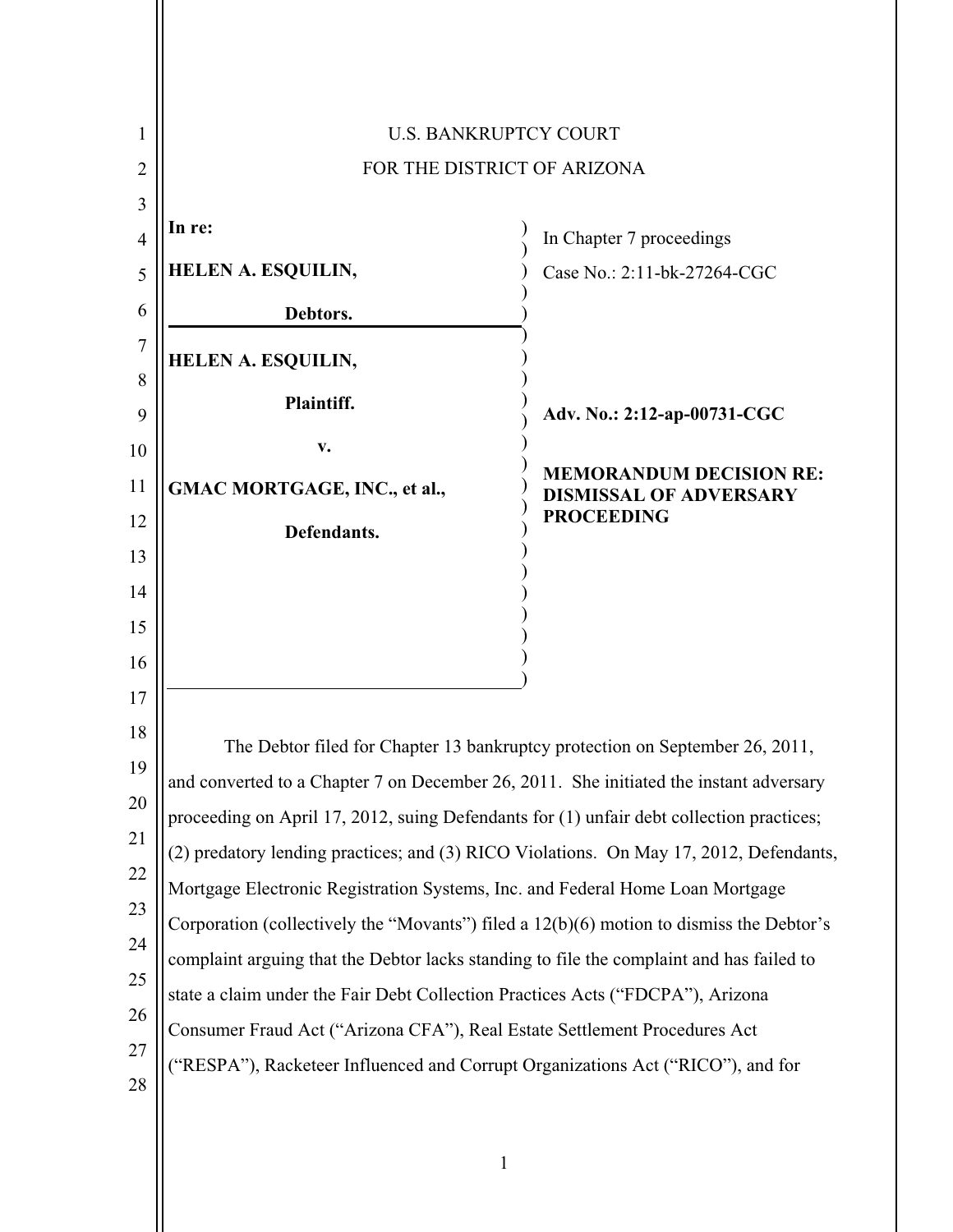U.S. BANKRUPTCY COURT

FOR THE DISTRICT OF ARIZONA

| | |
|---|---|
| **In re:**<br><br>**HELEN A. ESQUILIN,**<br><br>**Debtors.** | In Chapter 7 proceedings<br><br>Case No.: 2:11-bk-27264-CGC |
| **HELEN A. ESQUILIN,**<br><br>**Plaintiff.**<br><br>**v.**<br><br>**GMAC MORTGAGE, INC., et al.,**<br><br>**Defendants.** | **Adv. No.: 2:12-ap-00731-CGC**<br><br>**MEMORANDUM DECISION RE: DISMISSAL OF ADVERSARY PROCEEDING** |

The Debtor filed for Chapter 13 bankruptcy protection on September 26, 2011, and converted to a Chapter 7 on December 26, 2011. She initiated the instant adversary proceeding on April 17, 2012, suing Defendants for (1) unfair debt collection practices; (2) predatory lending practices; and (3) RICO Violations. On May 17, 2012, Defendants, Mortgage Electronic Registration Systems, Inc. and Federal Home Loan Mortgage Corporation (collectively the "Movants") filed a 12(b)(6) motion to dismiss the Debtor's complaint arguing that the Debtor lacks standing to file the complaint and has failed to state a claim under the Fair Debt Collection Practices Acts ("FDCPA"), Arizona Consumer Fraud Act ("Arizona CFA"), Real Estate Settlement Procedures Act ("RESPA"), Racketeer Influenced and Corrupt Organizations Act ("RICO"), and for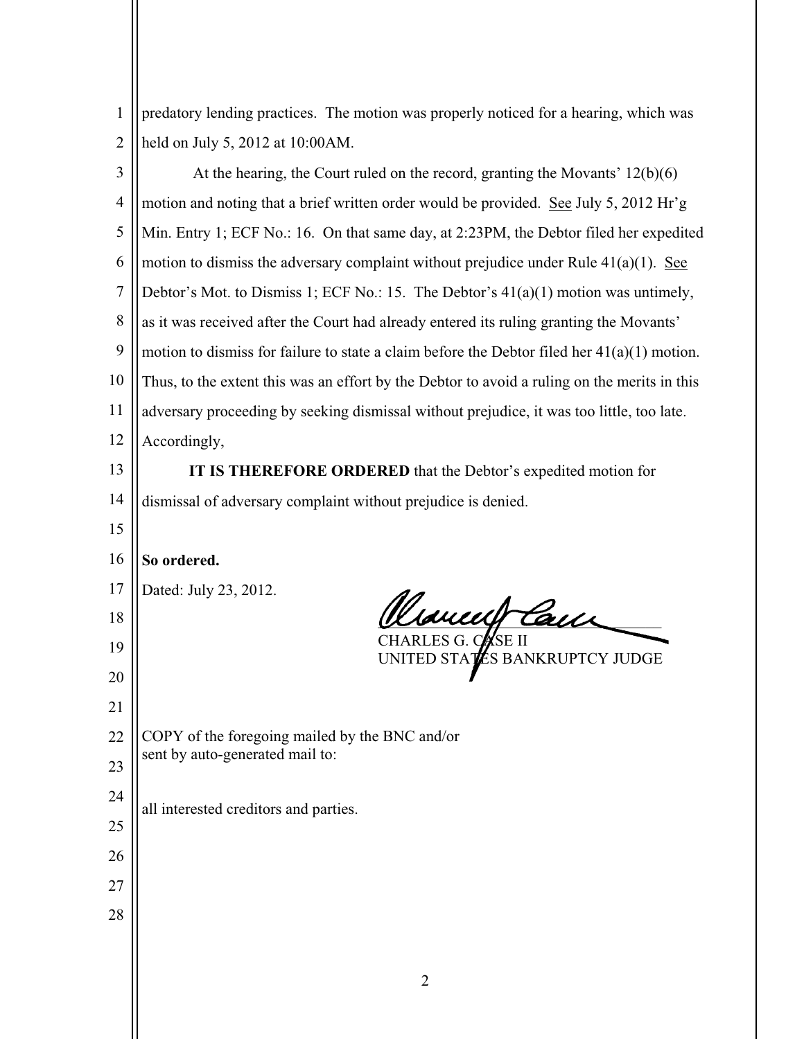predatory lending practices. The motion was properly noticed for a hearing, which was held on July 5, 2012 at 10:00AM.

At the hearing, the Court ruled on the record, granting the Movants' 12(b)(6) motion and noting that a brief written order would be provided. See July 5, 2012 Hr'g Min. Entry 1; ECF No.: 16. On that same day, at 2:23PM, the Debtor filed her expedited motion to dismiss the adversary complaint without prejudice under Rule 41(a)(1). See Debtor's Mot. to Dismiss 1; ECF No.: 15. The Debtor's 41(a)(1) motion was untimely, as it was received after the Court had already entered its ruling granting the Movants' motion to dismiss for failure to state a claim before the Debtor filed her 41(a)(1) motion. Thus, to the extent this was an effort by the Debtor to avoid a ruling on the merits in this adversary proceeding by seeking dismissal without prejudice, it was too little, too late. Accordingly,

**IT IS THEREFORE ORDERED** that the Debtor's expedited motion for dismissal of adversary complaint without prejudice is denied.

**So ordered.**

Dated: July 23, 2012.

CHARLES G. CASE II
UNITED STATES BANKRUPTCY JUDGE

COPY of the foregoing mailed by the BNC and/or sent by auto-generated mail to:

all interested creditors and parties.